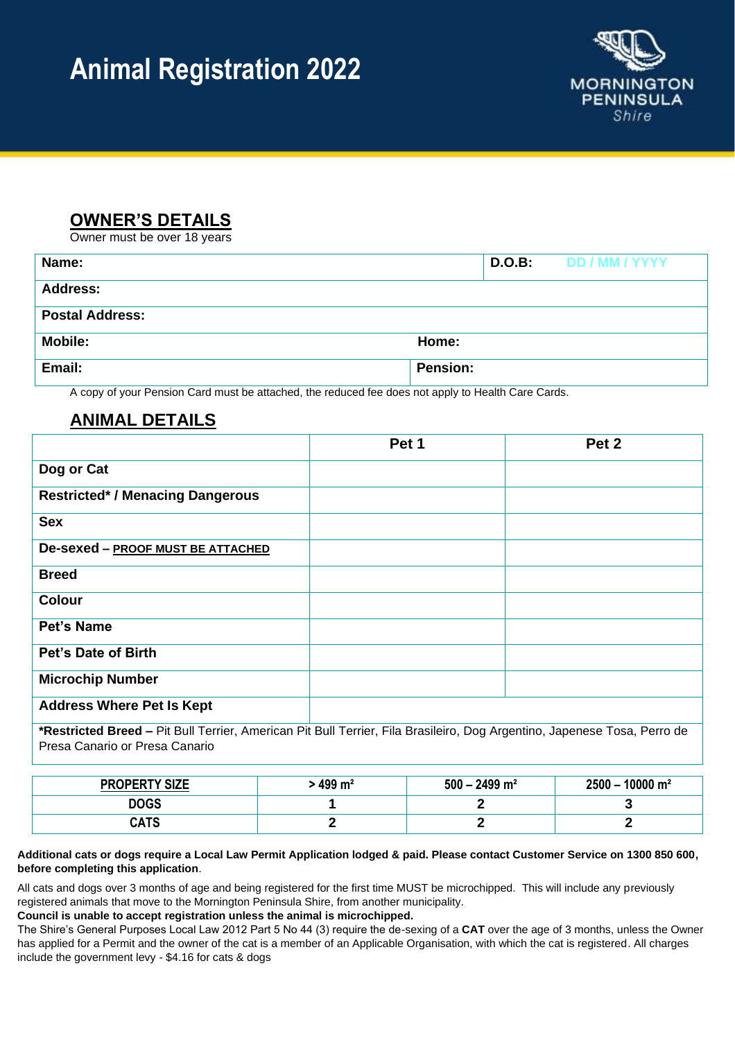# Animal Registration 2022

MORNINGTON PENINSULA Shire

## OWNER'S DETAILS

Owner must be over 18 years

| **Name:** | | **D.O.B:** DD / MM / YYYY |
|---|---|---|
| **Address:** | | |
| **Postal Address:** | | |
| **Mobile:** | **Home:** | |
| **Email:** | **Pension:** | |

A copy of your Pension Card must be attached, the reduced fee does not apply to Health Care Cards.

## ANIMAL DETAILS

| | Pet 1 | Pet 2 |
|---|---|---|
| **Dog or Cat** | | |
| **Restricted* / Menacing Dangerous** | | |
| **Sex** | | |
| **De-sexed – PROOF MUST BE ATTACHED** | | |
| **Breed** | | |
| **Colour** | | |
| **Pet's Name** | | |
| **Pet's Date of Birth** | | |
| **Microchip Number** | | |
| **Address Where Pet Is Kept** | | |

**\*Restricted Breed –** Pit Bull Terrier, American Pit Bull Terrier, Fila Brasileiro, Dog Argentino, Japenese Tosa, Perro de Presa Canario or Presa Canario

| PROPERTY SIZE | > 499 m² | 500 – 2499 m² | 2500 – 10000 m² |
|---|---|---|---|
| **DOGS** | **1** | **2** | **3** |
| **CATS** | **2** | **2** | **2** |

**Additional cats or dogs require a Local Law Permit Application lodged & paid. Please contact Customer Service on 1300 850 600, before completing this application**.

All cats and dogs over 3 months of age and being registered for the first time MUST be microchipped. This will include any previously registered animals that move to the Mornington Peninsula Shire, from another municipality.

**Council is unable to accept registration unless the animal is microchipped.**

The Shire's General Purposes Local Law 2012 Part 5 No 44 (3) require the de-sexing of a **CAT** over the age of 3 months, unless the Owner has applied for a Permit and the owner of the cat is a member of an Applicable Organisation, with which the cat is registered. All charges include the government levy - $4.16 for cats & dogs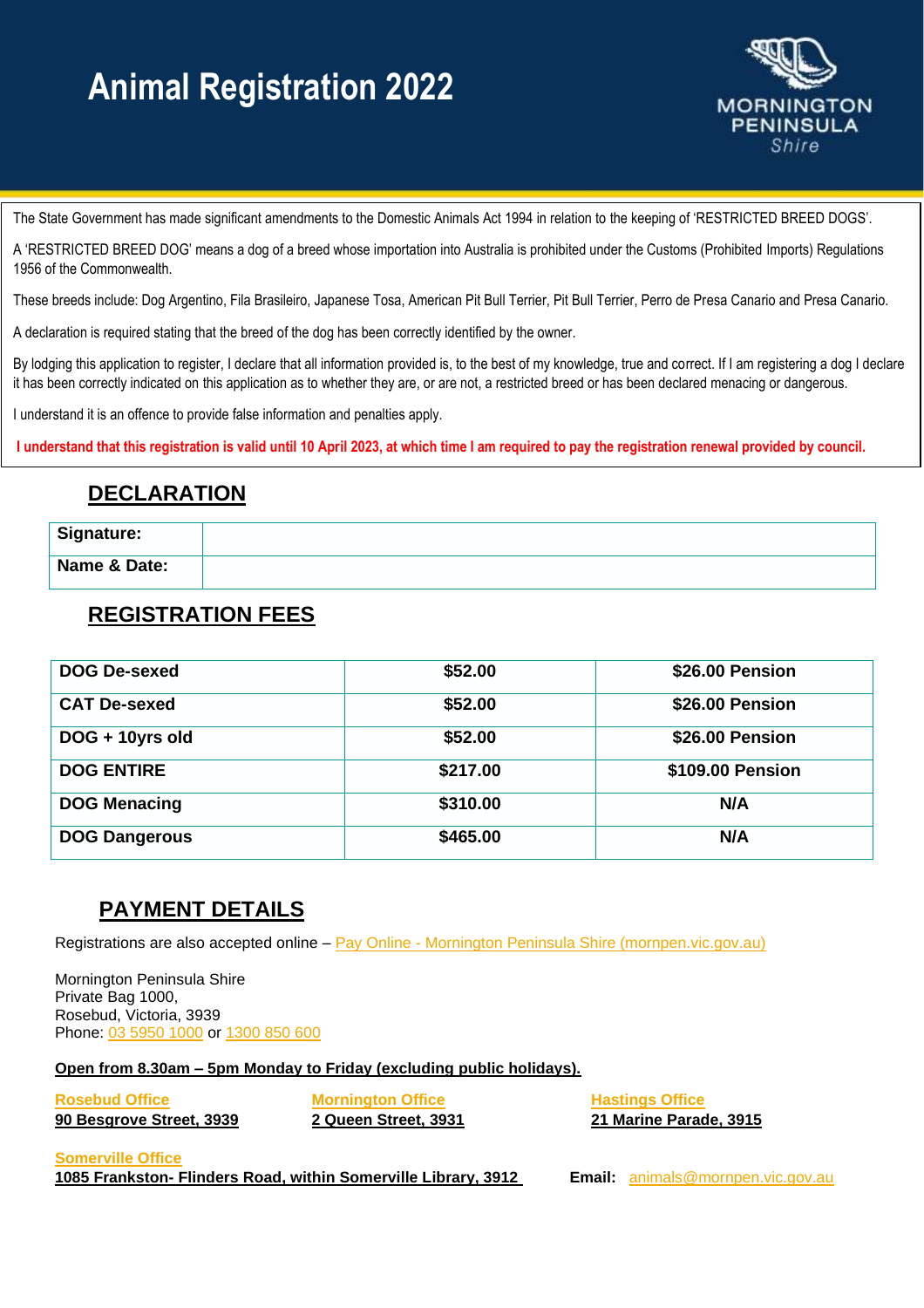# Animal Registration 2022

MORNINGTON PENINSULA Shire

The State Government has made significant amendments to the Domestic Animals Act 1994 in relation to the keeping of 'RESTRICTED BREED DOGS'.

A 'RESTRICTED BREED DOG' means a dog of a breed whose importation into Australia is prohibited under the Customs (Prohibited Imports) Regulations 1956 of the Commonwealth.

These breeds include: Dog Argentino, Fila Brasileiro, Japanese Tosa, American Pit Bull Terrier, Pit Bull Terrier, Perro de Presa Canario and Presa Canario.

A declaration is required stating that the breed of the dog has been correctly identified by the owner.

By lodging this application to register, I declare that all information provided is, to the best of my knowledge, true and correct. If I am registering a dog I declare it has been correctly indicated on this application as to whether they are, or are not, a restricted breed or has been declared menacing or dangerous.

I understand it is an offence to provide false information and penalties apply.

**I understand that this registration is valid until 10 April 2023, at which time I am required to pay the registration renewal provided by council.**

## DECLARATION

| | |
|---|---|
| **Signature:** | |
| **Name & Date:** | |

## REGISTRATION FEES

| | | |
|---|---|---|
| **DOG De-sexed** | **$52.00** | **$26.00 Pension** |
| **CAT De-sexed** | **$52.00** | **$26.00 Pension** |
| **DOG + 10yrs old** | **$52.00** | **$26.00 Pension** |
| **DOG ENTIRE** | **$217.00** | **$109.00 Pension** |
| **DOG Menacing** | **$310.00** | **N/A** |
| **DOG Dangerous** | **$465.00** | **N/A** |

## PAYMENT DETAILS

Registrations are also accepted online – Pay Online - Mornington Peninsula Shire (mornpen.vic.gov.au)

Mornington Peninsula Shire
Private Bag 1000,
Rosebud, Victoria, 3939
Phone: 03 5950 1000 or 1300 850 600

**Open from 8.30am – 5pm Monday to Friday (excluding public holidays).**

**Rosebud Office**
**90 Besgrove Street, 3939**

**Mornington Office**
**2 Queen Street, 3931**

**Hastings Office**
**21 Marine Parade, 3915**

**Somerville Office**
**1085 Frankston- Flinders Road, within Somerville Library, 3912**

**Email:** animals@mornpen.vic.gov.au